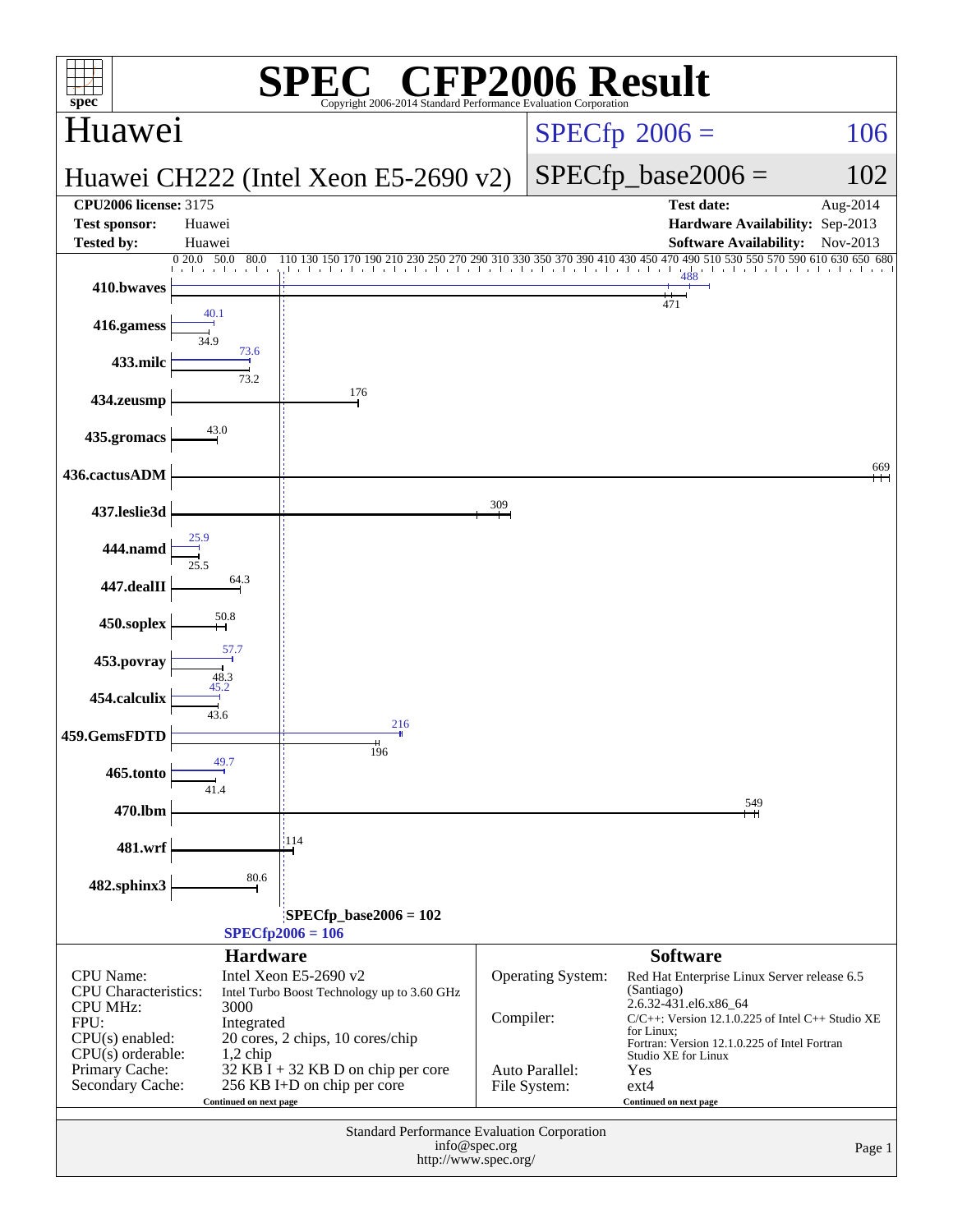# SPEC® CFP2006 Result

Copyright 2006-2014 Standard Performance Evaluation Corporation

## Huawei

## Huawei CH222 (Intel Xeon E5-2690 v2)

SPECfp 2006 = 106

SPECfp_base2006 = 102

| | | | |
|---|---|---|---|
| **CPU2006 license:** 3175 | | **Test date:** | Aug-2014 |
| **Test sponsor:** | Huawei | **Hardware Availability:** | Sep-2013 |
| **Tested by:** | Huawei | **Software Availability:** | Nov-2013 |

| Benchmark | Peak | Base |
|---|---|---|
| 410.bwaves | 488 | 471 |
| 416.gamess | 40.1 | 34.9 |
| 433.milc | 73.6 | 73.2 |
| 434.zeusmp | | 176 |
| 435.gromacs | | 43.0 |
| 436.cactusADM | | 669 |
| 437.leslie3d | | 309 |
| 444.namd | 25.9 | 25.5 |
| 447.dealII | | 64.3 |
| 450.soplex | | 50.8 |
| 453.povray | 57.7 | 48.3 |
| 454.calculix | 45.2 | 43.6 |
| 459.GemsFDTD | 216 | 196 |
| 465.tonto | 49.7 | 41.4 |
| 470.lbm | | 549 |
| 481.wrf | | 114 |
| 482.sphinx3 | | 80.6 |

SPECfp_base2006 = 102

SPECfp2006 = 106

### Hardware

| | |
|---|---|
| CPU Name: | Intel Xeon E5-2690 v2 |
| CPU Characteristics: | Intel Turbo Boost Technology up to 3.60 GHz |
| CPU MHz: | 3000 |
| FPU: | Integrated |
| CPU(s) enabled: | 20 cores, 2 chips, 10 cores/chip |
| CPU(s) orderable: | 1,2 chip |
| Primary Cache: | 32 KB I + 32 KB D on chip per core |
| Secondary Cache: | 256 KB I+D on chip per core |

Continued on next page

### Software

| | |
|---|---|
| Operating System: | Red Hat Enterprise Linux Server release 6.5 (Santiago) 2.6.32-431.el6.x86_64 |
| Compiler: | C/C++: Version 12.1.0.225 of Intel C++ Studio XE for Linux; Fortran: Version 12.1.0.225 of Intel Fortran Studio XE for Linux |
| Auto Parallel: | Yes |
| File System: | ext4 |

Continued on next page

Standard Performance Evaluation Corporation
info@spec.org
http://www.spec.org/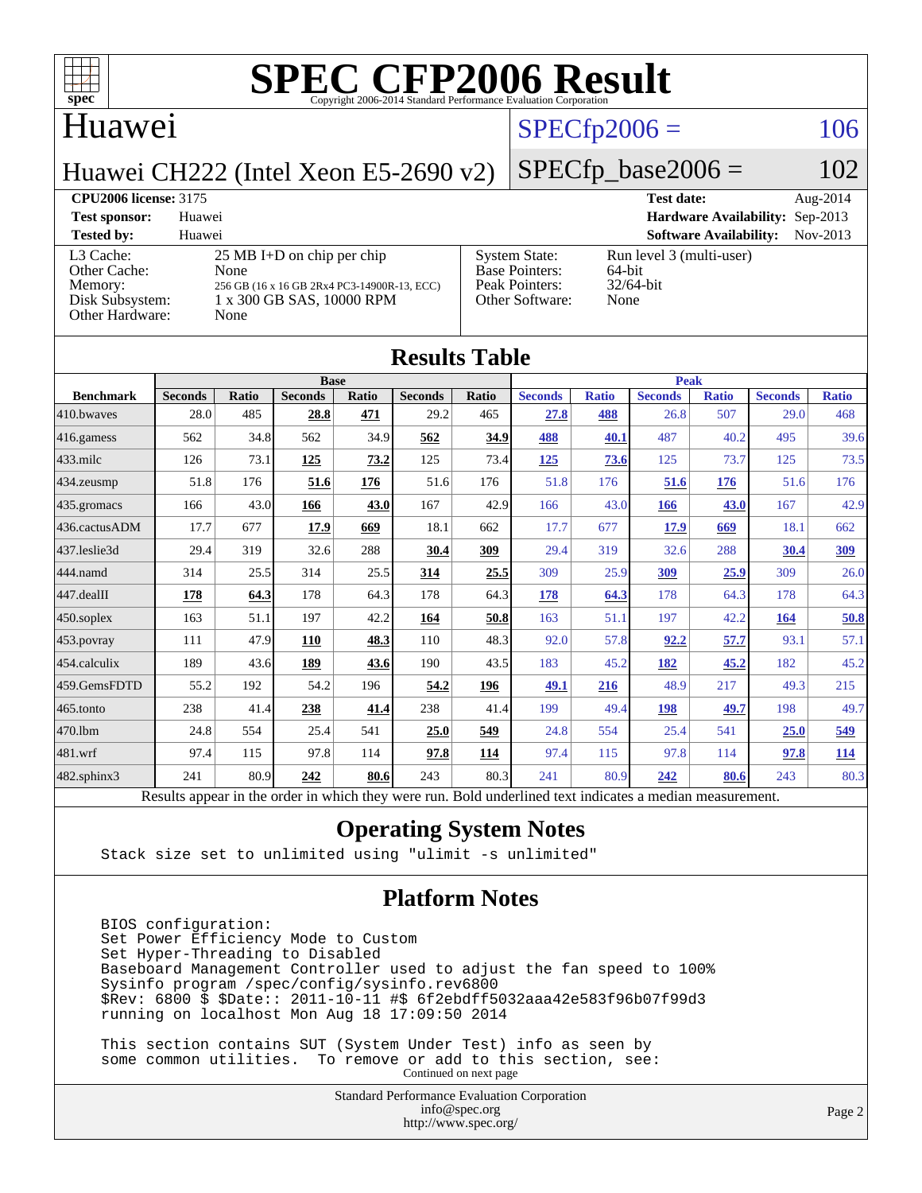# SPEC CFP2006 Result

Copyright 2006-2014 Standard Performance Evaluation Corporation

## Huawei

**Huawei CH222 (Intel Xeon E5-2690 v2)**

SPECfp2006 = 106

SPECfp_base2006 = 102

| | | | |
|---|---|---|---|
| **CPU2006 license:** 3175 | | **Test date:** | Aug-2014 |
| **Test sponsor:** | Huawei | **Hardware Availability:** | Sep-2013 |
| **Tested by:** | Huawei | **Software Availability:** | Nov-2013 |

| | | | |
|---|---|---|---|
| L3 Cache: | 25 MB I+D on chip per chip | System State: | Run level 3 (multi-user) |
| Other Cache: | None | Base Pointers: | 64-bit |
| Memory: | 256 GB (16 x 16 GB 2Rx4 PC3-14900R-13, ECC) | Peak Pointers: | 32/64-bit |
| Disk Subsystem: | 1 x 300 GB SAS, 10000 RPM | Other Software: | None |
| Other Hardware: | None | | |

## Results Table

| | Base | | | | | | Peak | | | | | |
|---|---|---|---|---|---|---|---|---|---|---|---|---|
| **Benchmark** | **Seconds** | **Ratio** | **Seconds** | **Ratio** | **Seconds** | **Ratio** | **Seconds** | **Ratio** | **Seconds** | **Ratio** | **Seconds** | **Ratio** |
| 410.bwaves | 28.0 | 485 | **28.8** | **471** | 29.2 | 465 | **27.8** | **488** | 26.8 | 507 | 29.0 | 468 |
| 416.gamess | 562 | 34.8 | 562 | 34.9 | **562** | **34.9** | **488** | **40.1** | 487 | 40.2 | 495 | 39.6 |
| 433.milc | 126 | 73.1 | **125** | **73.2** | 125 | 73.4 | **125** | **73.6** | 125 | 73.7 | 125 | 73.5 |
| 434.zeusmp | 51.8 | 176 | **51.6** | **176** | 51.6 | 176 | 51.8 | 176 | **51.6** | **176** | 51.6 | 176 |
| 435.gromacs | 166 | 43.0 | **166** | **43.0** | 167 | 42.9 | 166 | 43.0 | **166** | **43.0** | 167 | 42.9 |
| 436.cactusADM | 17.7 | 677 | **17.9** | **669** | 18.1 | 662 | 17.7 | 677 | **17.9** | **669** | 18.1 | 662 |
| 437.leslie3d | 29.4 | 319 | 32.6 | 288 | **30.4** | **309** | 29.4 | 319 | 32.6 | 288 | **30.4** | **309** |
| 444.namd | 314 | 25.5 | 314 | 25.5 | **314** | **25.5** | 309 | 25.9 | **309** | **25.9** | 309 | 26.0 |
| 447.dealII | **178** | **64.3** | 178 | 64.3 | 178 | 64.3 | **178** | **64.3** | 178 | 64.3 | 178 | 64.3 |
| 450.soplex | 163 | 51.1 | 197 | 42.2 | **164** | **50.8** | 163 | 51.1 | 197 | 42.2 | **164** | **50.8** |
| 453.povray | 111 | 47.9 | **110** | **48.3** | 110 | 48.3 | 92.0 | 57.8 | **92.2** | **57.7** | 93.1 | 57.1 |
| 454.calculix | 189 | 43.6 | **189** | **43.6** | 190 | 43.5 | 183 | 45.2 | **182** | **45.2** | 182 | 45.2 |
| 459.GemsFDTD | 55.2 | 192 | 54.2 | 196 | **54.2** | **196** | **49.1** | **216** | 48.9 | 217 | 49.3 | 215 |
| 465.tonto | 238 | 41.4 | **238** | **41.4** | 238 | 41.4 | 199 | 49.4 | **198** | **49.7** | 198 | 49.7 |
| 470.lbm | 24.8 | 554 | 25.4 | 541 | **25.0** | **549** | 24.8 | 554 | 25.4 | 541 | **25.0** | **549** |
| 481.wrf | 97.4 | 115 | 97.8 | 114 | **97.8** | **114** | 97.4 | 115 | 97.8 | 114 | **97.8** | **114** |
| 482.sphinx3 | 241 | 80.9 | **242** | **80.6** | 243 | 80.3 | 241 | 80.9 | **242** | **80.6** | 243 | 80.3 |

Results appear in the order in which they were run. Bold underlined text indicates a median measurement.

## Operating System Notes

```
Stack size set to unlimited using "ulimit -s unlimited"
```

## Platform Notes

```
BIOS configuration:
Set Power Efficiency Mode to Custom
Set Hyper-Threading to Disabled
Baseboard Management Controller used to adjust the fan speed to 100%
Sysinfo program /spec/config/sysinfo.rev6800
$Rev: 6800 $ $Date:: 2011-10-11 #$ 6f2ebdff5032aaa42e583f96b07f99d3
running on localhost Mon Aug 18 17:09:50 2014

This section contains SUT (System Under Test) info as seen by
some common utilities.  To remove or add to this section, see:
```

Continued on next page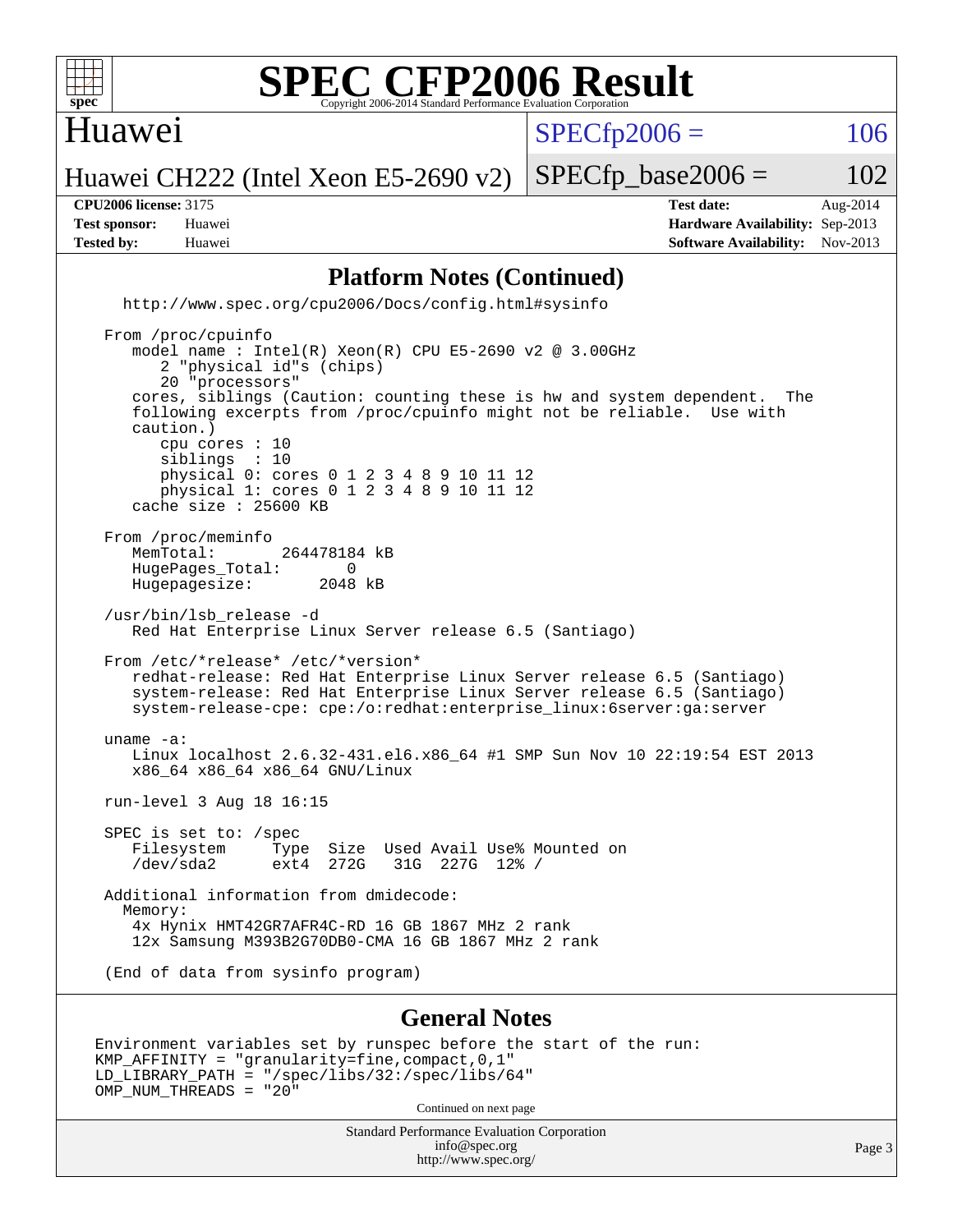# SPEC CFP2006 Result

Copyright 2006-2014 Standard Performance Evaluation Corporation

Huawei

Huawei CH222 (Intel Xeon E5-2690 v2)

SPECfp2006 = 106

SPECfp_base2006 = 102

**CPU2006 license:** 3175
**Test sponsor:** Huawei
**Tested by:** Huawei

**Test date:** Aug-2014
**Hardware Availability:** Sep-2013
**Software Availability:** Nov-2013

## Platform Notes (Continued)

```
  http://www.spec.org/cpu2006/Docs/config.html#sysinfo

 From /proc/cpuinfo
    model name : Intel(R) Xeon(R) CPU E5-2690 v2 @ 3.00GHz
       2 "physical id"s (chips)
       20 "processors"
    cores, siblings (Caution: counting these is hw and system dependent.  The
    following excerpts from /proc/cpuinfo might not be reliable.  Use with
    caution.)
       cpu cores : 10
       siblings  : 10
       physical 0: cores 0 1 2 3 4 8 9 10 11 12
       physical 1: cores 0 1 2 3 4 8 9 10 11 12
    cache size : 25600 KB

 From /proc/meminfo
    MemTotal:       264478184 kB
    HugePages_Total:       0
    Hugepagesize:       2048 kB

 /usr/bin/lsb_release -d
    Red Hat Enterprise Linux Server release 6.5 (Santiago)

 From /etc/*release* /etc/*version*
    redhat-release: Red Hat Enterprise Linux Server release 6.5 (Santiago)
    system-release: Red Hat Enterprise Linux Server release 6.5 (Santiago)
    system-release-cpe: cpe:/o:redhat:enterprise_linux:6server:ga:server

 uname -a:
    Linux localhost 2.6.32-431.el6.x86_64 #1 SMP Sun Nov 10 22:19:54 EST 2013
    x86_64 x86_64 x86_64 GNU/Linux

 run-level 3 Aug 18 16:15

 SPEC is set to: /spec
    Filesystem     Type  Size  Used Avail Use% Mounted on
    /dev/sda2      ext4  272G   31G  227G  12% /

 Additional information from dmidecode:
   Memory:
    4x Hynix HMT42GR7AFR4C-RD 16 GB 1867 MHz 2 rank
    12x Samsung M393B2G70DB0-CMA 16 GB 1867 MHz 2 rank

 (End of data from sysinfo program)
```

## General Notes

```
Environment variables set by runspec before the start of the run:
KMP_AFFINITY = "granularity=fine,compact,0,1"
LD_LIBRARY_PATH = "/spec/libs/32:/spec/libs/64"
OMP_NUM_THREADS = "20"
```

Continued on next page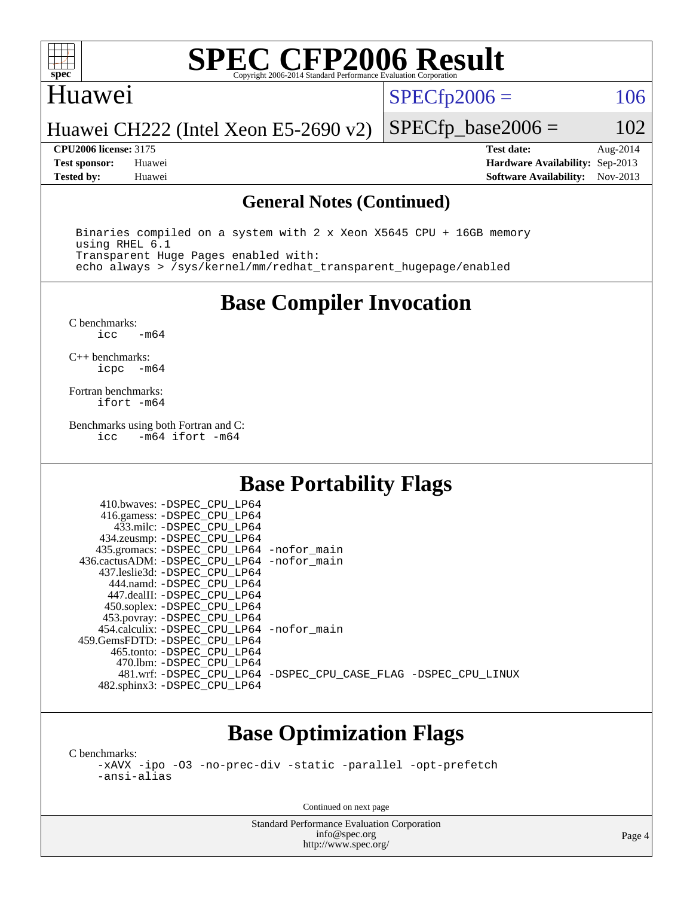# SPEC CFP2006 Result

Copyright 2006-2014 Standard Performance Evaluation Corporation

Huawei

Huawei CH222 (Intel Xeon E5-2690 v2)

SPECfp2006 = 106

SPECfp_base2006 = 102

**CPU2006 license:** 3175
**Test sponsor:** Huawei
**Tested by:** Huawei

**Test date:** Aug-2014
**Hardware Availability:** Sep-2013
**Software Availability:** Nov-2013

## General Notes (Continued)

```
Binaries compiled on a system with 2 x Xeon X5645 CPU + 16GB memory
using RHEL 6.1
Transparent Huge Pages enabled with:
echo always > /sys/kernel/mm/redhat_transparent_hugepage/enabled
```

## Base Compiler Invocation

C benchmarks:
```
icc   -m64
```

C++ benchmarks:
```
icpc  -m64
```

Fortran benchmarks:
```
ifort -m64
```

Benchmarks using both Fortran and C:
```
icc   -m64 ifort -m64
```

## Base Portability Flags

```
      410.bwaves: -DSPEC_CPU_LP64
      416.gamess: -DSPEC_CPU_LP64
        433.milc: -DSPEC_CPU_LP64
      434.zeusmp: -DSPEC_CPU_LP64
     435.gromacs: -DSPEC_CPU_LP64 -nofor_main
  436.cactusADM: -DSPEC_CPU_LP64 -nofor_main
     437.leslie3d: -DSPEC_CPU_LP64
        444.namd: -DSPEC_CPU_LP64
      447.dealII: -DSPEC_CPU_LP64
      450.soplex: -DSPEC_CPU_LP64
      453.povray: -DSPEC_CPU_LP64
    454.calculix: -DSPEC_CPU_LP64 -nofor_main
  459.GemsFDTD: -DSPEC_CPU_LP64
       465.tonto: -DSPEC_CPU_LP64
         470.lbm: -DSPEC_CPU_LP64
         481.wrf: -DSPEC_CPU_LP64 -DSPEC_CPU_CASE_FLAG -DSPEC_CPU_LINUX
     482.sphinx3: -DSPEC_CPU_LP64
```

## Base Optimization Flags

C benchmarks:
```
-xAVX -ipo -O3 -no-prec-div -static -parallel -opt-prefetch
-ansi-alias
```

Continued on next page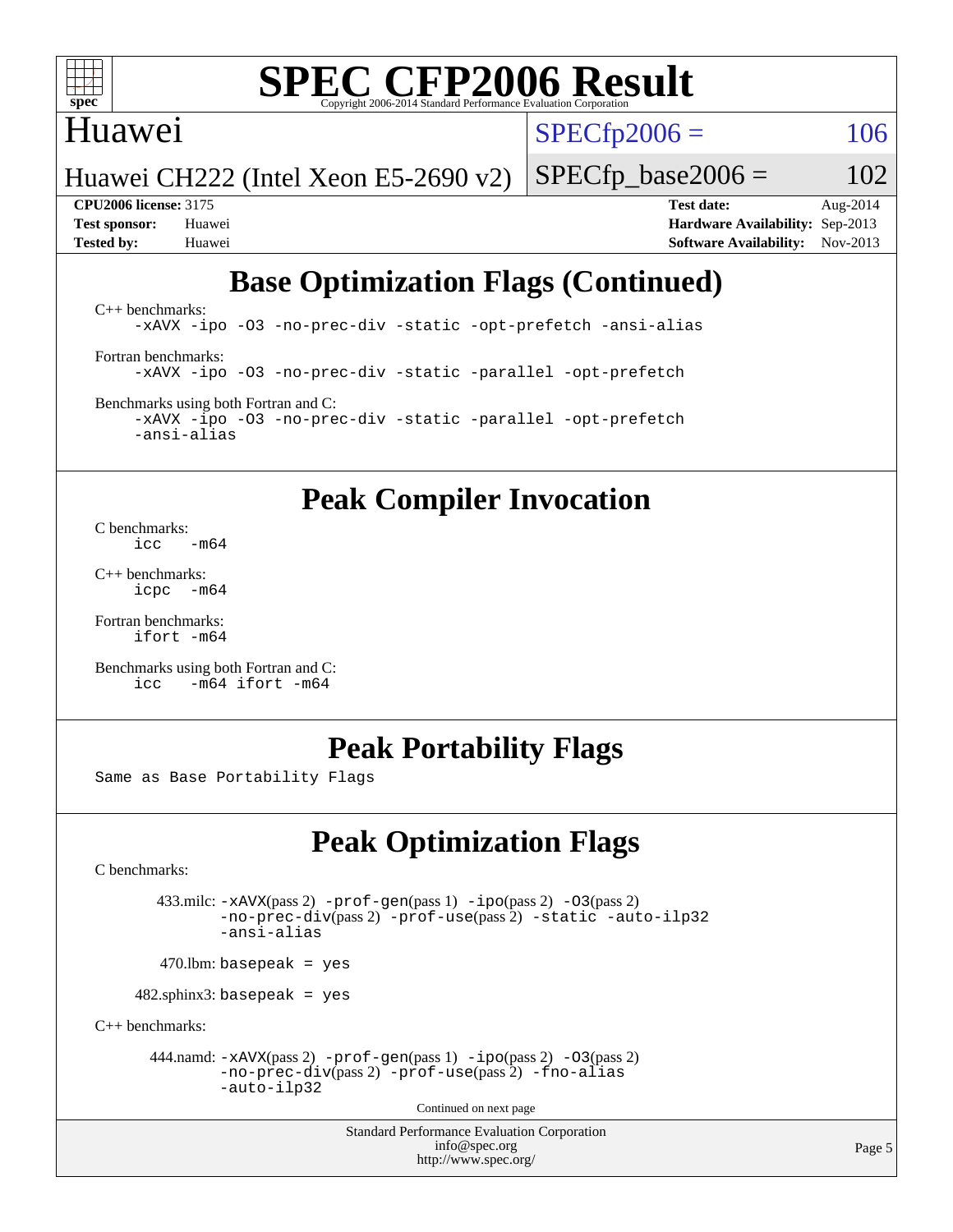# Base Optimization Flags (Continued)

C++ benchmarks:

```
-xAVX -ipo -O3 -no-prec-div -static -opt-prefetch -ansi-alias
```

Fortran benchmarks:

```
-xAVX -ipo -O3 -no-prec-div -static -parallel -opt-prefetch
```

Benchmarks using both Fortran and C:

```
-xAVX -ipo -O3 -no-prec-div -static -parallel -opt-prefetch
-ansi-alias
```

# Peak Compiler Invocation

C benchmarks:

```
icc   -m64
```

C++ benchmarks:

```
icpc  -m64
```

Fortran benchmarks:

```
ifort -m64
```

Benchmarks using both Fortran and C:

```
icc   -m64 ifort -m64
```

# Peak Portability Flags

Same as Base Portability Flags

# Peak Optimization Flags

C benchmarks:

433.milc: -xAVX(pass 2) -prof-gen(pass 1) -ipo(pass 2) -O3(pass 2) -no-prec-div(pass 2) -prof-use(pass 2) -static -auto-ilp32 -ansi-alias

470.lbm: basepeak = yes

482.sphinx3: basepeak = yes

C++ benchmarks:

444.namd: -xAVX(pass 2) -prof-gen(pass 1) -ipo(pass 2) -O3(pass 2) -no-prec-div(pass 2) -prof-use(pass 2) -fno-alias -auto-ilp32

Continued on next page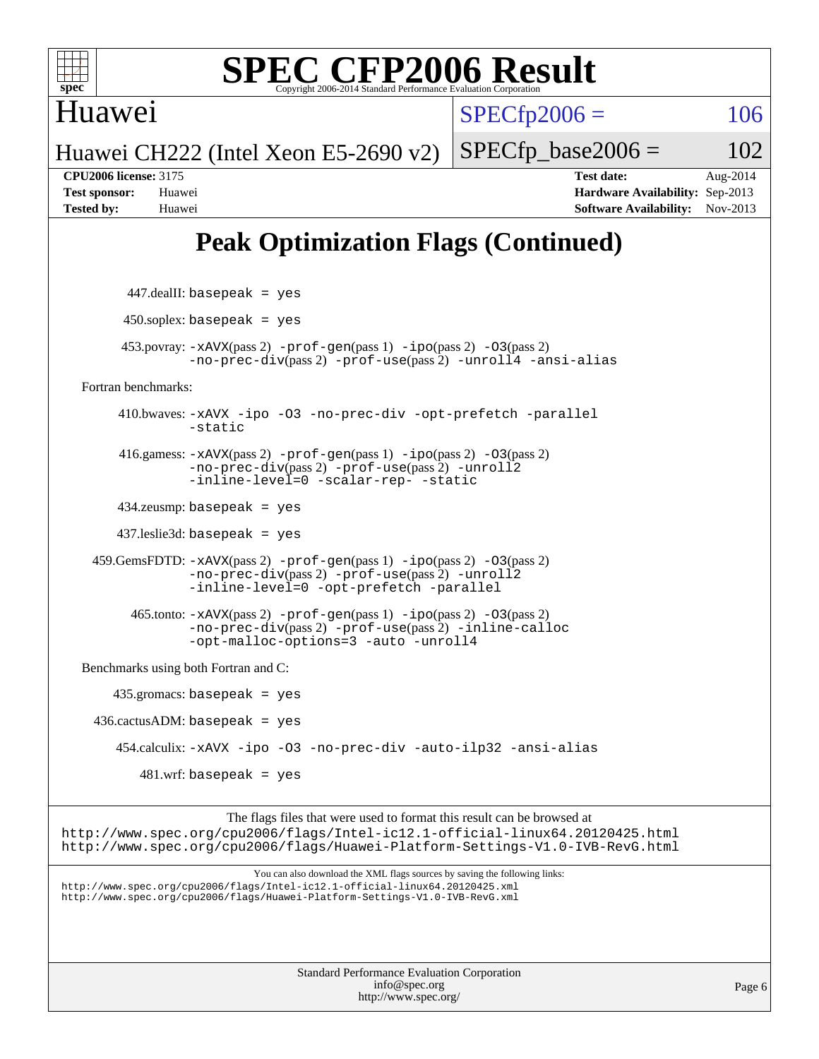# Peak Optimization Flags (Continued)

447.dealII: basepeak = yes

450.soplex: basepeak = yes

453.povray: -xAVX(pass 2) -prof-gen(pass 1) -ipo(pass 2) -O3(pass 2) -no-prec-div(pass 2) -prof-use(pass 2) -unroll4 -ansi-alias

Fortran benchmarks:

410.bwaves: -xAVX -ipo -O3 -no-prec-div -opt-prefetch -parallel -static

416.gamess: -xAVX(pass 2) -prof-gen(pass 1) -ipo(pass 2) -O3(pass 2) -no-prec-div(pass 2) -prof-use(pass 2) -unroll2 -inline-level=0 -scalar-rep- -static

434.zeusmp: basepeak = yes

437.leslie3d: basepeak = yes

459.GemsFDTD: -xAVX(pass 2) -prof-gen(pass 1) -ipo(pass 2) -O3(pass 2) -no-prec-div(pass 2) -prof-use(pass 2) -unroll2 -inline-level=0 -opt-prefetch -parallel

465.tonto: -xAVX(pass 2) -prof-gen(pass 1) -ipo(pass 2) -O3(pass 2) -no-prec-div(pass 2) -prof-use(pass 2) -inline-calloc -opt-malloc-options=3 -auto -unroll4

Benchmarks using both Fortran and C:

435.gromacs: basepeak = yes

436.cactusADM: basepeak = yes

454.calculix: -xAVX -ipo -O3 -no-prec-div -auto-ilp32 -ansi-alias

481.wrf: basepeak = yes

The flags files that were used to format this result can be browsed at
http://www.spec.org/cpu2006/flags/Intel-ic12.1-official-linux64.20120425.html
http://www.spec.org/cpu2006/flags/Huawei-Platform-Settings-V1.0-IVB-RevG.html

You can also download the XML flags sources by saving the following links:
http://www.spec.org/cpu2006/flags/Intel-ic12.1-official-linux64.20120425.xml
http://www.spec.org/cpu2006/flags/Huawei-Platform-Settings-V1.0-IVB-RevG.xml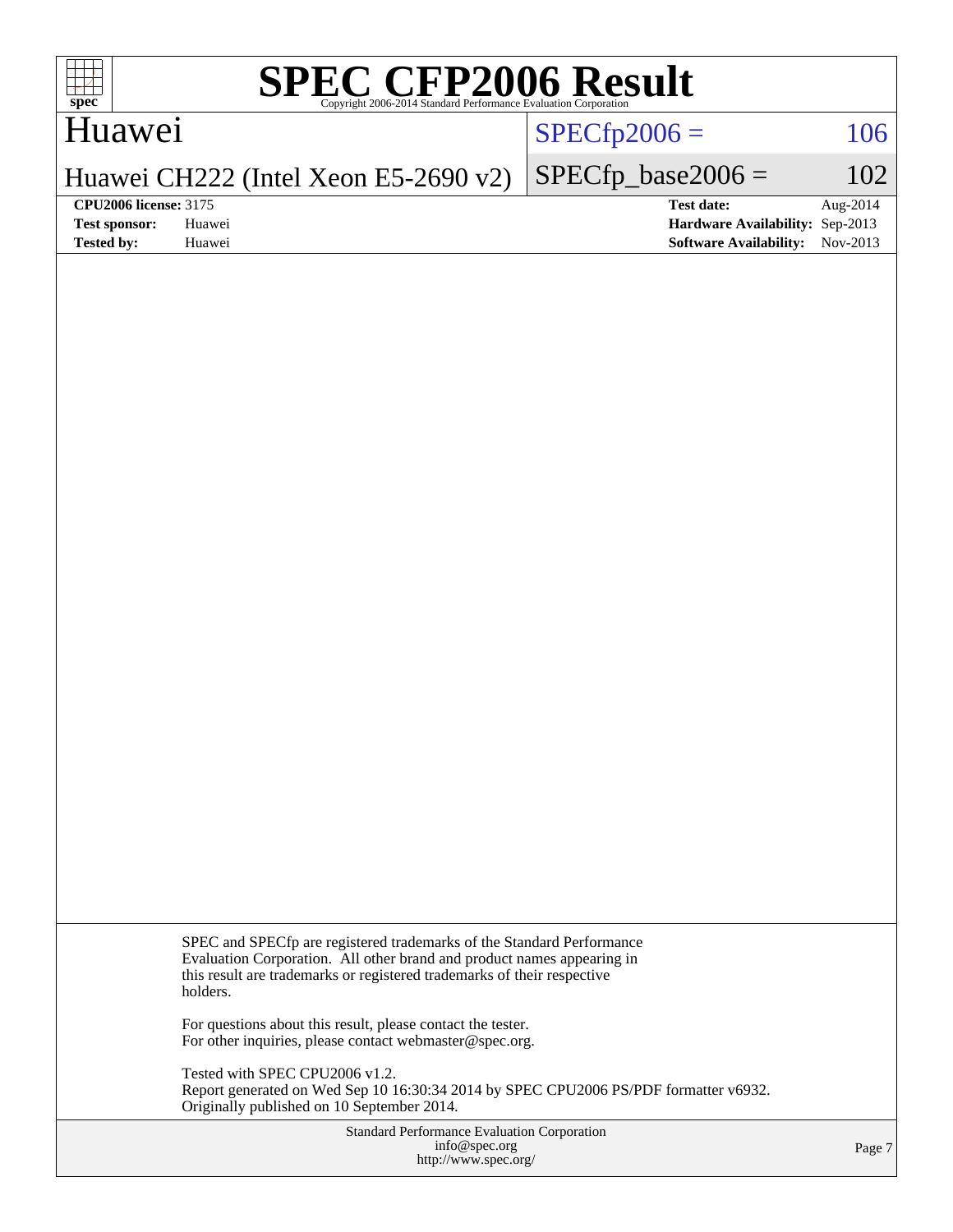SPEC and SPECfp are registered trademarks of the Standard Performance Evaluation Corporation. All other brand and product names appearing in this result are trademarks or registered trademarks of their respective holders.

For questions about this result, please contact the tester.
For other inquiries, please contact webmaster@spec.org.

Tested with SPEC CPU2006 v1.2.
Report generated on Wed Sep 10 16:30:34 2014 by SPEC CPU2006 PS/PDF formatter v6932.
Originally published on 10 September 2014.